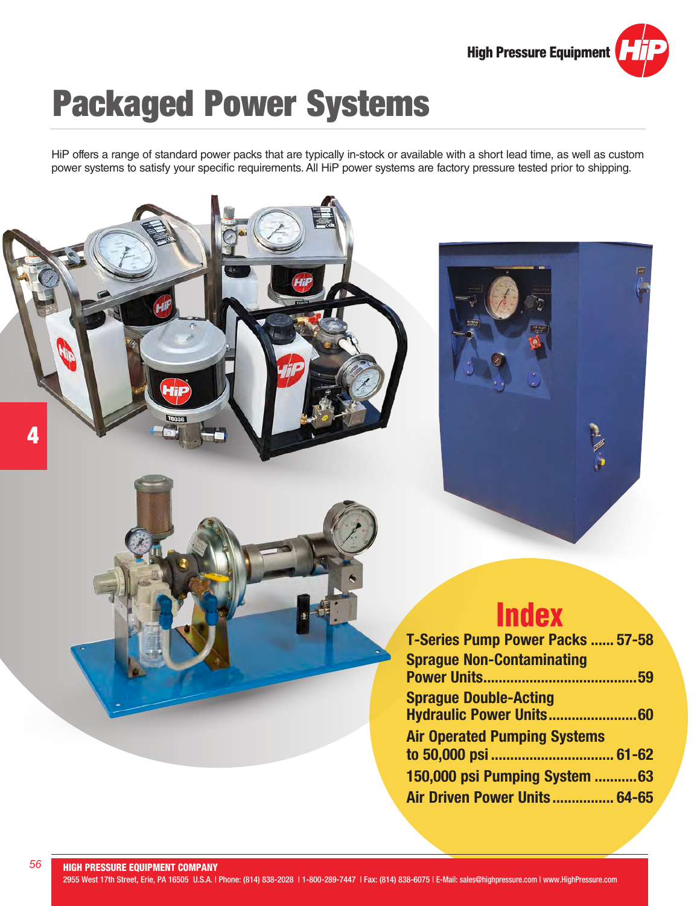# Packaged Power Systems

HiP offers a range of standard power packs that are typically in-stock or available with a short lead time, as well as custom power systems to satisfy your specific requirements. All HiP power systems are factory pressure tested prior to shipping.

## Index

T-Series Pump Power Packs ...... 57-58

Sprague Non-Contaminating Power Units........................................59

Sprague Double-Acting Hydraulic Power Units.......................60

Air Operated Pumping Systems to 50,000 psi ................................ 61-62

150,000 psi Pumping System ...........63

Air Driven Power Units................ 64-65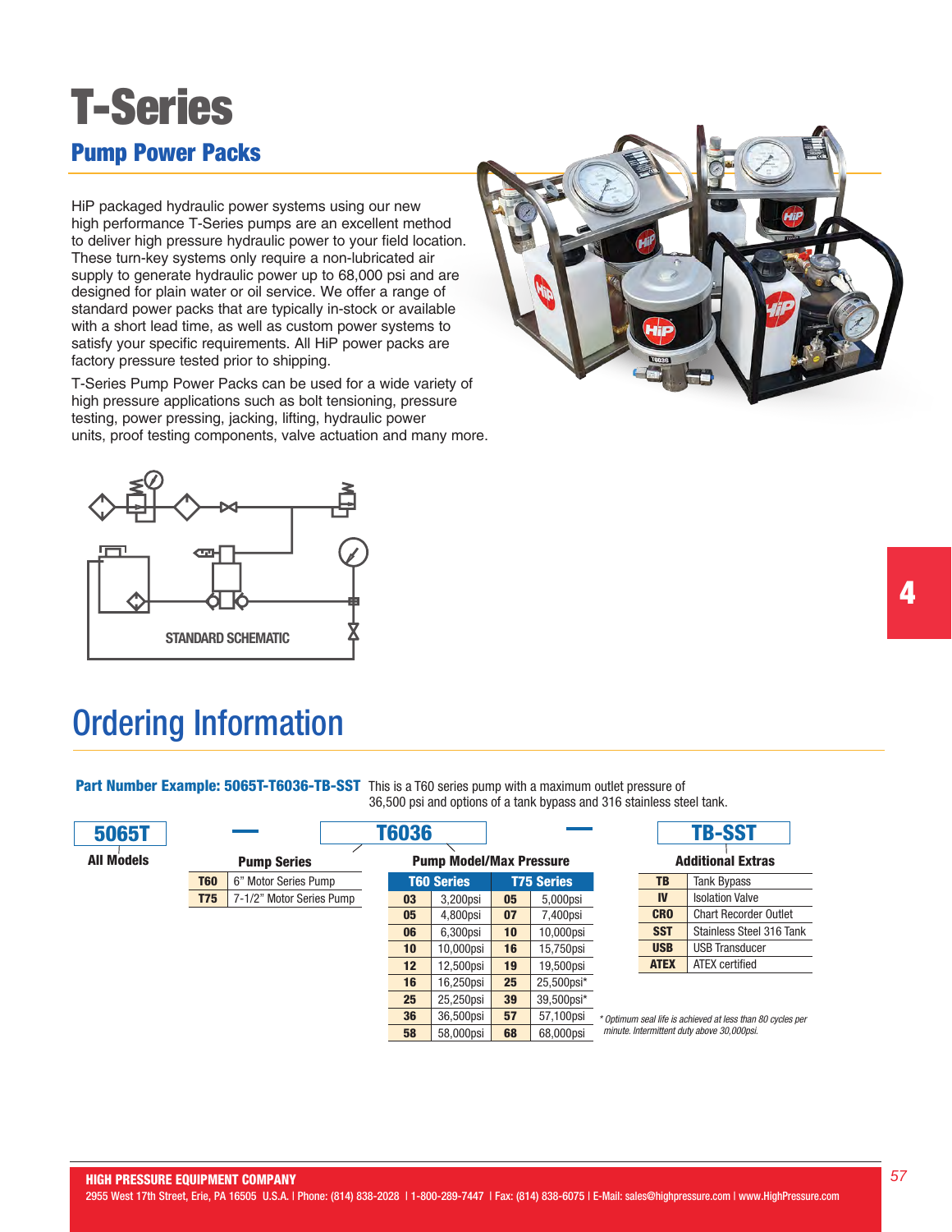# T-Series

## Pump Power Packs

HiP packaged hydraulic power systems using our new high performance T-Series pumps are an excellent method to deliver high pressure hydraulic power to your field location. These turn-key systems only require a non-lubricated air supply to generate hydraulic power up to 68,000 psi and are designed for plain water or oil service. We offer a range of standard power packs that are typically in-stock or available with a short lead time, as well as custom power systems to satisfy your specific requirements. All HiP power packs are factory pressure tested prior to shipping.

T-Series Pump Power Packs can be used for a wide variety of high pressure applications such as bolt tensioning, pressure testing, power pressing, jacking, lifting, hydraulic power units, proof testing components, valve actuation and many more.

STANDARD SCHEMATIC

# Ordering Information

**Part Number Example: 5065T-T6036-TB-SST** This is a T60 series pump with a maximum outlet pressure of 36,500 psi and options of a tank bypass and 316 stainless steel tank.

**5065T** — **T6036** — **TB-SST**

**All Models:** 5065T

**Pump Series**

| Code | Description |
|---|---|
| **T60** | 6" Motor Series Pump |
| **T75** | 7-1/2" Motor Series Pump |

**Pump Model/Max Pressure**

| T60 Series | | T75 Series | |
|---|---|---|---|
| **03** | 3,200psi | **05** | 5,000psi |
| **05** | 4,800psi | **07** | 7,400psi |
| **06** | 6,300psi | **10** | 10,000psi |
| **10** | 10,000psi | **16** | 15,750psi |
| **12** | 12,500psi | **19** | 19,500psi |
| **16** | 16,250psi | **25** | 25,500psi* |
| **25** | 25,250psi | **39** | 39,500psi* |
| **36** | 36,500psi | **57** | 57,100psi |
| **58** | 58,000psi | **68** | 68,000psi |

**Additional Extras**

| Code | Description |
|---|---|
| **TB** | Tank Bypass |
| **IV** | Isolation Valve |
| **CRO** | Chart Recorder Outlet |
| **SST** | Stainless Steel 316 Tank |
| **USB** | USB Transducer |
| **ATEX** | ATEX certified |

*\* Optimum seal life is achieved at less than 80 cycles per minute. Intermittent duty above 30,000psi.*

**HIGH PRESSURE EQUIPMENT COMPANY**
2955 West 17th Street, Erie, PA 16505 U.S.A. | Phone: (814) 838-2028 | 1-800-289-7447 | Fax: (814) 838-6075 | E-Mail: sales@highpressure.com | www.HighPressure.com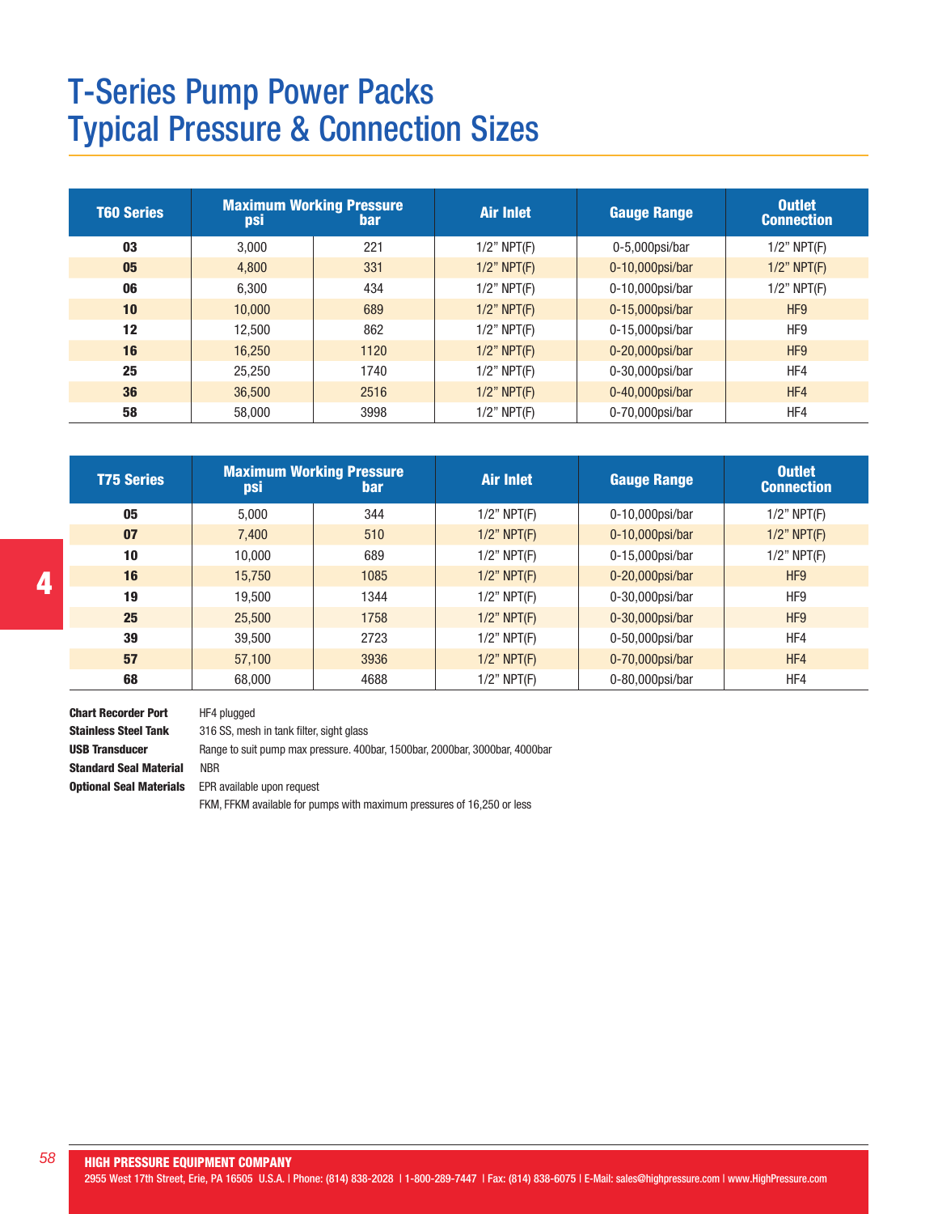# T-Series Pump Power Packs
# Typical Pressure & Connection Sizes

| T60 Series | Maximum Working Pressure psi | bar | Air Inlet | Gauge Range | Outlet Connection |
|---|---|---|---|---|---|
| **03** | 3,000 | 221 | 1/2" NPT(F) | 0-5,000psi/bar | 1/2" NPT(F) |
| **05** | 4,800 | 331 | 1/2" NPT(F) | 0-10,000psi/bar | 1/2" NPT(F) |
| **06** | 6,300 | 434 | 1/2" NPT(F) | 0-10,000psi/bar | 1/2" NPT(F) |
| **10** | 10,000 | 689 | 1/2" NPT(F) | 0-15,000psi/bar | HF9 |
| **12** | 12,500 | 862 | 1/2" NPT(F) | 0-15,000psi/bar | HF9 |
| **16** | 16,250 | 1120 | 1/2" NPT(F) | 0-20,000psi/bar | HF9 |
| **25** | 25,250 | 1740 | 1/2" NPT(F) | 0-30,000psi/bar | HF4 |
| **36** | 36,500 | 2516 | 1/2" NPT(F) | 0-40,000psi/bar | HF4 |
| **58** | 58,000 | 3998 | 1/2" NPT(F) | 0-70,000psi/bar | HF4 |

| T75 Series | Maximum Working Pressure psi | bar | Air Inlet | Gauge Range | Outlet Connection |
|---|---|---|---|---|---|
| **05** | 5,000 | 344 | 1/2" NPT(F) | 0-10,000psi/bar | 1/2" NPT(F) |
| **07** | 7,400 | 510 | 1/2" NPT(F) | 0-10,000psi/bar | 1/2" NPT(F) |
| **10** | 10,000 | 689 | 1/2" NPT(F) | 0-15,000psi/bar | 1/2" NPT(F) |
| **16** | 15,750 | 1085 | 1/2" NPT(F) | 0-20,000psi/bar | HF9 |
| **19** | 19,500 | 1344 | 1/2" NPT(F) | 0-30,000psi/bar | HF9 |
| **25** | 25,500 | 1758 | 1/2" NPT(F) | 0-30,000psi/bar | HF9 |
| **39** | 39,500 | 2723 | 1/2" NPT(F) | 0-50,000psi/bar | HF4 |
| **57** | 57,100 | 3936 | 1/2" NPT(F) | 0-70,000psi/bar | HF4 |
| **68** | 68,000 | 4688 | 1/2" NPT(F) | 0-80,000psi/bar | HF4 |

**Chart Recorder Port** HF4 plugged

**Stainless Steel Tank** 316 SS, mesh in tank filter, sight glass

**USB Transducer** Range to suit pump max pressure. 400bar, 1500bar, 2000bar, 3000bar, 4000bar

**Standard Seal Material** NBR

**Optional Seal Materials** EPR available upon request

FKM, FFKM available for pumps with maximum pressures of 16,250 or less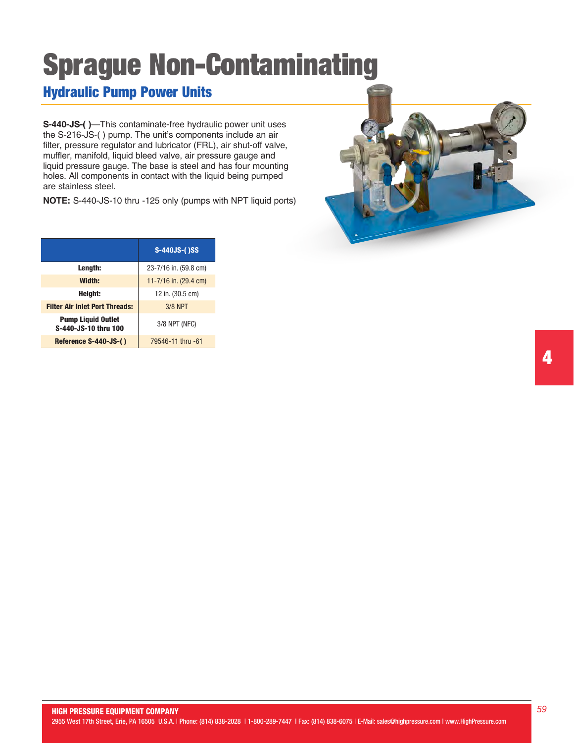# Sprague Non-Contaminating

## Hydraulic Pump Power Units

**S-440-JS-( )**—This contaminate-free hydraulic power unit uses the S-216-JS-( ) pump. The unit's components include an air filter, pressure regulator and lubricator (FRL), air shut-off valve, muffler, manifold, liquid bleed valve, air pressure gauge and liquid pressure gauge. The base is steel and has four mounting holes. All components in contact with the liquid being pumped are stainless steel.

**NOTE:** S-440-JS-10 thru -125 only (pumps with NPT liquid ports)

| | S-440JS-( )SS |
|---|---|
| **Length:** | 23-7/16 in. (59.8 cm) |
| **Width:** | 11-7/16 in. (29.4 cm) |
| **Height:** | 12 in. (30.5 cm) |
| **Filter Air Inlet Port Threads:** | 3/8 NPT |
| **Pump Liquid Outlet S-440-JS-10 thru 100** | 3/8 NPT (NFC) |
| **Reference S-440-JS-( )** | 79546-11 thru -61 |

4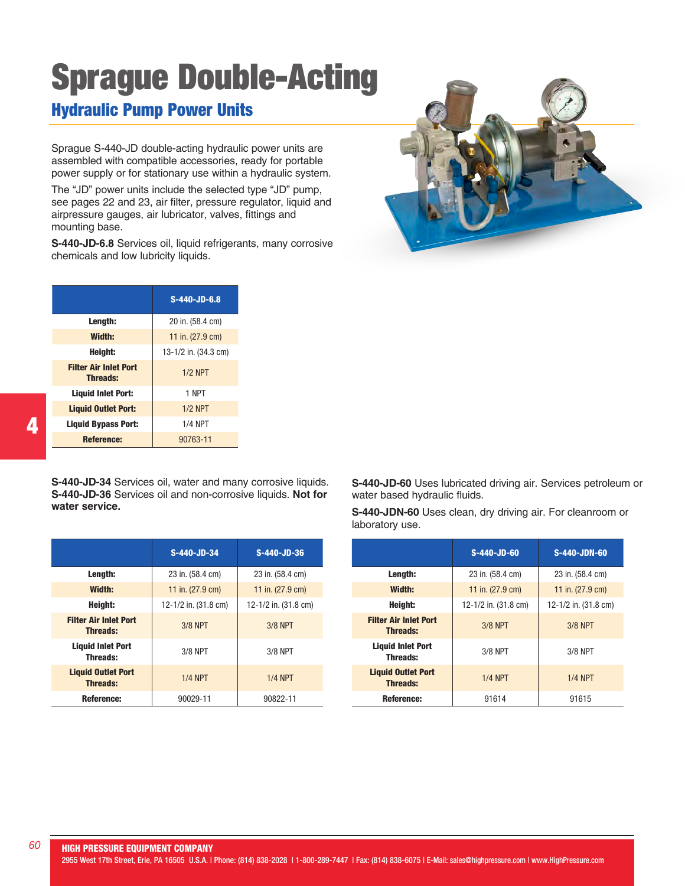# Sprague Double-Acting

## Hydraulic Pump Power Units

Sprague S-440-JD double-acting hydraulic power units are assembled with compatible accessories, ready for portable power supply or for stationary use within a hydraulic system.

The "JD" power units include the selected type "JD" pump, see pages 22 and 23, air filter, pressure regulator, liquid and airpressure gauges, air lubricator, valves, fittings and mounting base.

**S-440-JD-6.8** Services oil, liquid refrigerants, many corrosive chemicals and low lubricity liquids.

| | S-440-JD-6.8 |
|---|---|
| **Length:** | 20 in. (58.4 cm) |
| **Width:** | 11 in. (27.9 cm) |
| **Height:** | 13-1/2 in. (34.3 cm) |
| **Filter Air Inlet Port Threads:** | 1/2 NPT |
| **Liquid Inlet Port:** | 1 NPT |
| **Liquid Outlet Port:** | 1/2 NPT |
| **Liquid Bypass Port:** | 1/4 NPT |
| **Reference:** | 90763-11 |

**S-440-JD-34** Services oil, water and many corrosive liquids.
**S-440-JD-36** Services oil and non-corrosive liquids. **Not for water service.**

| | S-440-JD-34 | S-440-JD-36 |
|---|---|---|
| **Length:** | 23 in. (58.4 cm) | 23 in. (58.4 cm) |
| **Width:** | 11 in. (27.9 cm) | 11 in. (27.9 cm) |
| **Height:** | 12-1/2 in. (31.8 cm) | 12-1/2 in. (31.8 cm) |
| **Filter Air Inlet Port Threads:** | 3/8 NPT | 3/8 NPT |
| **Liquid Inlet Port Threads:** | 3/8 NPT | 3/8 NPT |
| **Liquid Outlet Port Threads:** | 1/4 NPT | 1/4 NPT |
| **Reference:** | 90029-11 | 90822-11 |

**S-440-JD-60** Uses lubricated driving air. Services petroleum or water based hydraulic fluids.

**S-440-JDN-60** Uses clean, dry driving air. For cleanroom or laboratory use.

| | S-440-JD-60 | S-440-JDN-60 |
|---|---|---|
| **Length:** | 23 in. (58.4 cm) | 23 in. (58.4 cm) |
| **Width:** | 11 in. (27.9 cm) | 11 in. (27.9 cm) |
| **Height:** | 12-1/2 in. (31.8 cm) | 12-1/2 in. (31.8 cm) |
| **Filter Air Inlet Port Threads:** | 3/8 NPT | 3/8 NPT |
| **Liquid Inlet Port Threads:** | 3/8 NPT | 3/8 NPT |
| **Liquid Outlet Port Threads:** | 1/4 NPT | 1/4 NPT |
| **Reference:** | 91614 | 91615 |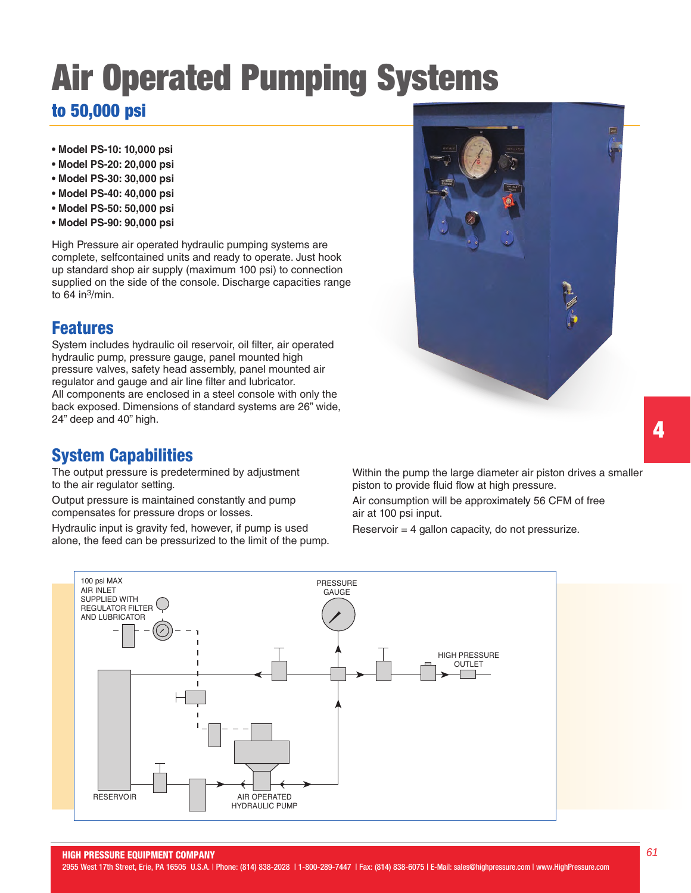# Air Operated Pumping Systems

## to 50,000 psi

- **Model PS-10: 10,000 psi**
- **Model PS-20: 20,000 psi**
- **Model PS-30: 30,000 psi**
- **Model PS-40: 40,000 psi**
- **Model PS-50: 50,000 psi**
- **Model PS-90: 90,000 psi**

High Pressure air operated hydraulic pumping systems are complete, selfcontained units and ready to operate. Just hook up standard shop air supply (maximum 100 psi) to connection supplied on the side of the console. Discharge capacities range to 64 $in^3$/min.

## Features

System includes hydraulic oil reservoir, oil filter, air operated hydraulic pump, pressure gauge, panel mounted high pressure valves, safety head assembly, panel mounted air regulator and gauge and air line filter and lubricator.
All components are enclosed in a steel console with only the back exposed. Dimensions of standard systems are 26" wide, 24" deep and 40" high.

## System Capabilities

The output pressure is predetermined by adjustment to the air regulator setting.

Output pressure is maintained constantly and pump compensates for pressure drops or losses.

Hydraulic input is gravity fed, however, if pump is used alone, the feed can be pressurized to the limit of the pump.

Within the pump the large diameter air piston drives a smaller piston to provide fluid flow at high pressure.

Air consumption will be approximately 56 CFM of free air at 100 psi input.

Reservoir = 4 gallon capacity, do not pressurize.

100 psi MAX AIR INLET SUPPLIED WITH REGULATOR FILTER AND LUBRICATOR

PRESSURE GAUGE

HIGH PRESSURE OUTLET

RESERVOIR

AIR OPERATED HYDRAULIC PUMP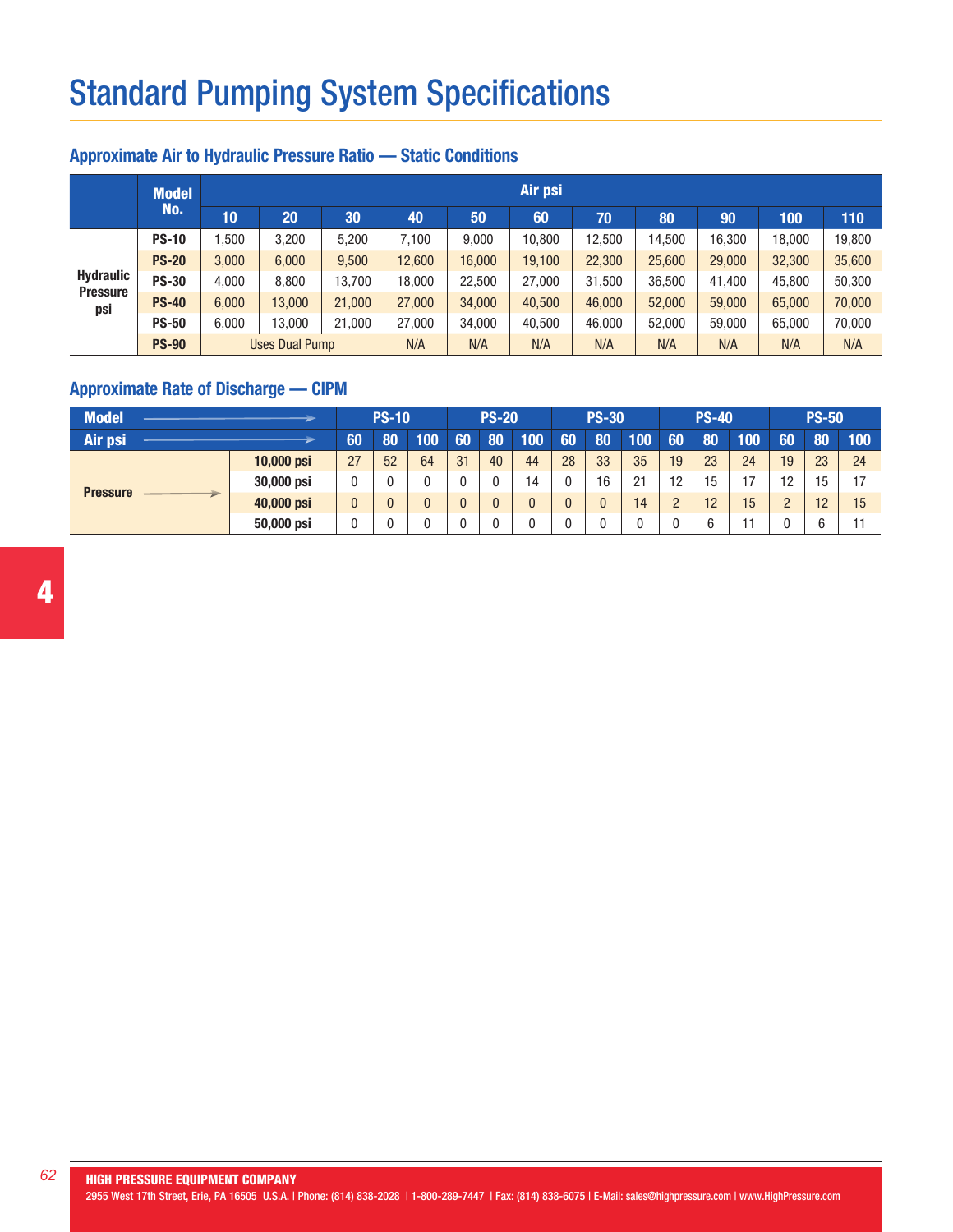# Standard Pumping System Specifications

## Approximate Air to Hydraulic Pressure Ratio — Static Conditions

| | Model No. | Air psi | | | | | | | | | | |
|---|---|---|---|---|---|---|---|---|---|---|---|---|
| | | 10 | 20 | 30 | 40 | 50 | 60 | 70 | 80 | 90 | 100 | 110 |
| Hydraulic Pressure psi | PS-10 | 1,500 | 3,200 | 5,200 | 7,100 | 9,000 | 10,800 | 12,500 | 14,500 | 16,300 | 18,000 | 19,800 |
| | PS-20 | 3,000 | 6,000 | 9,500 | 12,600 | 16,000 | 19,100 | 22,300 | 25,600 | 29,000 | 32,300 | 35,600 |
| | PS-30 | 4,000 | 8,800 | 13,700 | 18,000 | 22,500 | 27,000 | 31,500 | 36,500 | 41,400 | 45,800 | 50,300 |
| | PS-40 | 6,000 | 13,000 | 21,000 | 27,000 | 34,000 | 40,500 | 46,000 | 52,000 | 59,000 | 65,000 | 70,000 |
| | PS-50 | 6,000 | 13,000 | 21,000 | 27,000 | 34,000 | 40,500 | 46,000 | 52,000 | 59,000 | 65,000 | 70,000 |
| | PS-90 | Uses Dual Pump | | | N/A | N/A | N/A | N/A | N/A | N/A | N/A | N/A |

## Approximate Rate of Discharge — CIPM

| Model → | | PS-10 | | | PS-20 | | | PS-30 | | | PS-40 | | | PS-50 | | |
|---|---|---|---|---|---|---|---|---|---|---|---|---|---|---|---|---|
| Air psi → | | 60 | 80 | 100 | 60 | 80 | 100 | 60 | 80 | 100 | 60 | 80 | 100 | 60 | 80 | 100 |
| Pressure → | 10,000 psi | 27 | 52 | 64 | 31 | 40 | 44 | 28 | 33 | 35 | 19 | 23 | 24 | 19 | 23 | 24 |
| | 30,000 psi | 0 | 0 | 0 | 0 | 0 | 14 | 0 | 16 | 21 | 12 | 15 | 17 | 12 | 15 | 17 |
| | 40,000 psi | 0 | 0 | 0 | 0 | 0 | 0 | 0 | 0 | 14 | 2 | 12 | 15 | 2 | 12 | 15 |
| | 50,000 psi | 0 | 0 | 0 | 0 | 0 | 0 | 0 | 0 | 0 | 0 | 6 | 11 | 0 | 6 | 11 |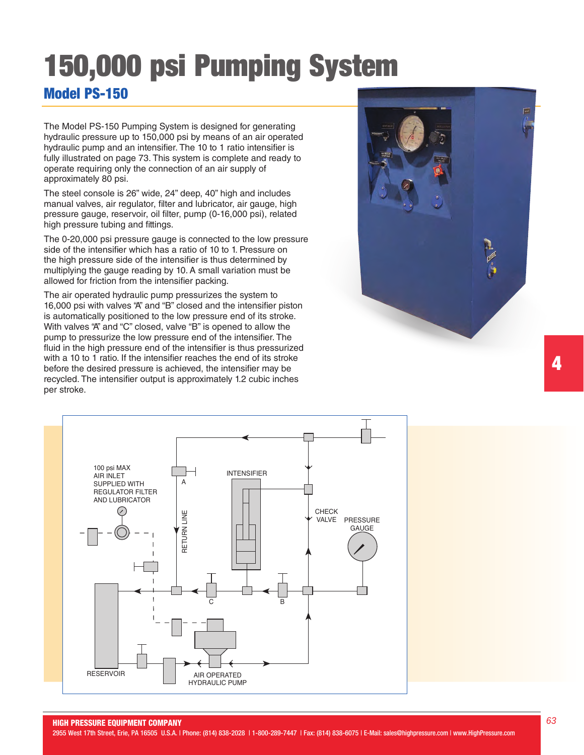# 150,000 psi Pumping System

## Model PS-150

The Model PS-150 Pumping System is designed for generating hydraulic pressure up to 150,000 psi by means of an air operated hydraulic pump and an intensifier. The 10 to 1 ratio intensifier is fully illustrated on page 73. This system is complete and ready to operate requiring only the connection of an air supply of approximately 80 psi.

The steel console is 26" wide, 24" deep, 40" high and includes manual valves, air regulator, filter and lubricator, air gauge, high pressure gauge, reservoir, oil filter, pump (0-16,000 psi), related high pressure tubing and fittings.

The 0-20,000 psi pressure gauge is connected to the low pressure side of the intensifier which has a ratio of 10 to 1. Pressure on the high pressure side of the intensifier is thus determined by multiplying the gauge reading by 10. A small variation must be allowed for friction from the intensifier packing.

The air operated hydraulic pump pressurizes the system to 16,000 psi with valves "A" and "B" closed and the intensifier piston is automatically positioned to the low pressure end of its stroke. With valves "A" and "C" closed, valve "B" is opened to allow the pump to pressurize the low pressure end of the intensifier. The fluid in the high pressure end of the intensifier is thus pressurized with a 10 to 1 ratio. If the intensifier reaches the end of its stroke before the desired pressure is achieved, the intensifier may be recycled. The intensifier output is approximately 1.2 cubic inches per stroke.

100 psi MAX AIR INLET SUPPLIED WITH REGULATOR FILTER AND LUBRICATOR

A

RETURN LINE

INTENSIFIER

CHECK VALVE

PRESSURE GAUGE

C

B

RESERVOIR

AIR OPERATED HYDRAULIC PUMP

**HIGH PRESSURE EQUIPMENT COMPANY**
2955 West 17th Street, Erie, PA 16505 U.S.A. | Phone: (814) 838-2028 | 1-800-289-7447 | Fax: (814) 838-6075 | E-Mail: sales@highpressure.com | www.HighPressure.com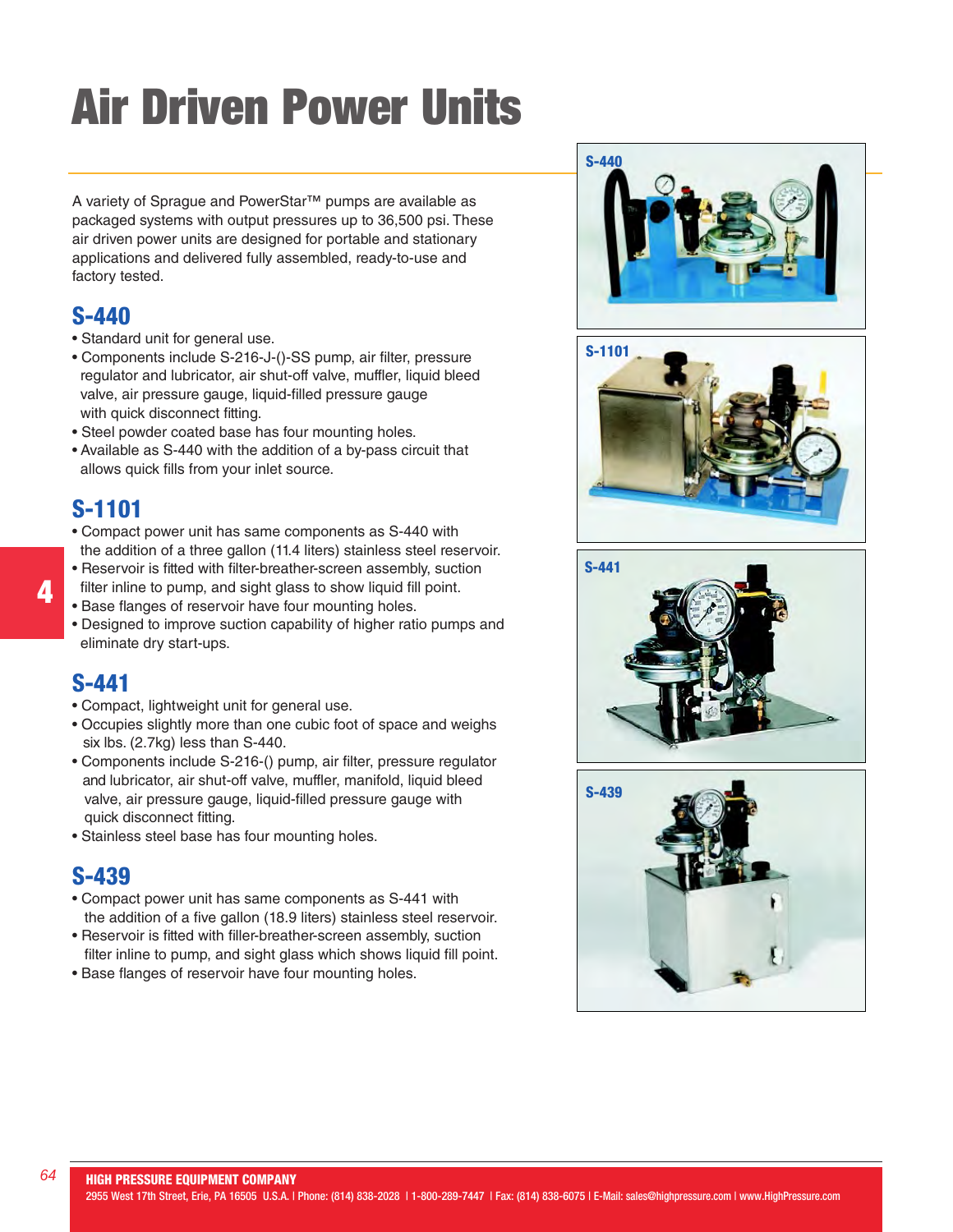# Air Driven Power Units

A variety of Sprague and PowerStar™ pumps are available as packaged systems with output pressures up to 36,500 psi. These air driven power units are designed for portable and stationary applications and delivered fully assembled, ready-to-use and factory tested.

## S-440

- Standard unit for general use.
- Components include S-216-J-()-SS pump, air filter, pressure regulator and lubricator, air shut-off valve, muffler, liquid bleed valve, air pressure gauge, liquid-filled pressure gauge with quick disconnect fitting.
- Steel powder coated base has four mounting holes.
- Available as S-440 with the addition of a by-pass circuit that allows quick fills from your inlet source.

## S-1101

- Compact power unit has same components as S-440 with the addition of a three gallon (11.4 liters) stainless steel reservoir.
- Reservoir is fitted with filter-breather-screen assembly, suction filter inline to pump, and sight glass to show liquid fill point.
- Base flanges of reservoir have four mounting holes.
- Designed to improve suction capability of higher ratio pumps and eliminate dry start-ups.

## S-441

- Compact, lightweight unit for general use.
- Occupies slightly more than one cubic foot of space and weighs six lbs. (2.7kg) less than S-440.
- Components include S-216-() pump, air filter, pressure regulator and lubricator, air shut-off valve, muffler, manifold, liquid bleed valve, air pressure gauge, liquid-filled pressure gauge with quick disconnect fitting.
- Stainless steel base has four mounting holes.

## S-439

- Compact power unit has same components as S-441 with the addition of a five gallon (18.9 liters) stainless steel reservoir.
- Reservoir is fitted with filler-breather-screen assembly, suction filter inline to pump, and sight glass which shows liquid fill point.
- Base flanges of reservoir have four mounting holes.

S-440

S-1101

S-441

S-439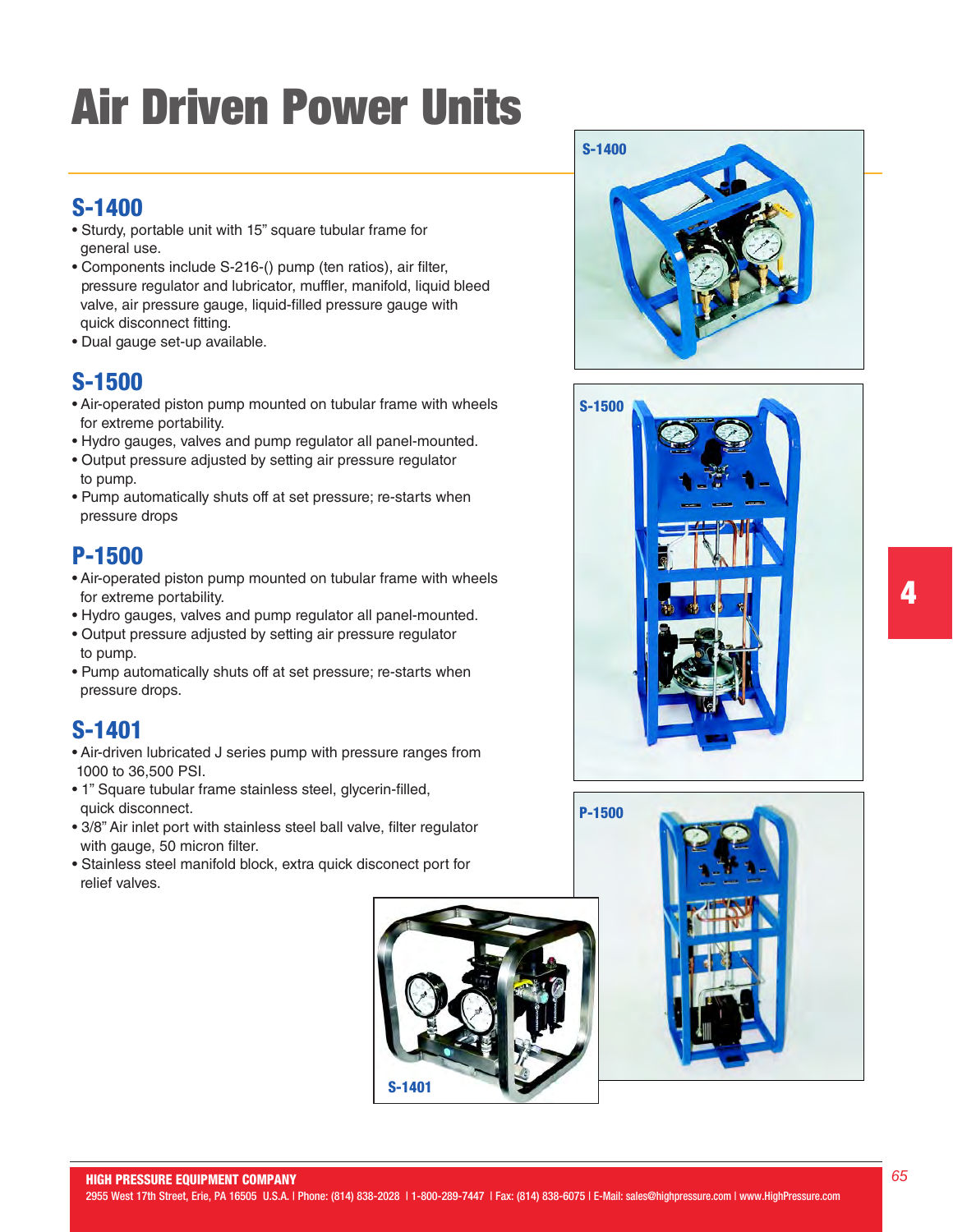# Air Driven Power Units

## S-1400

- Sturdy, portable unit with 15" square tubular frame for general use.
- Components include S-216-() pump (ten ratios), air filter, pressure regulator and lubricator, muffler, manifold, liquid bleed valve, air pressure gauge, liquid-filled pressure gauge with quick disconnect fitting.
- Dual gauge set-up available.

## S-1500

- Air-operated piston pump mounted on tubular frame with wheels for extreme portability.
- Hydro gauges, valves and pump regulator all panel-mounted.
- Output pressure adjusted by setting air pressure regulator to pump.
- Pump automatically shuts off at set pressure; re-starts when pressure drops

## P-1500

- Air-operated piston pump mounted on tubular frame with wheels for extreme portability.
- Hydro gauges, valves and pump regulator all panel-mounted.
- Output pressure adjusted by setting air pressure regulator to pump.
- Pump automatically shuts off at set pressure; re-starts when pressure drops.

## S-1401

- Air-driven lubricated J series pump with pressure ranges from 1000 to 36,500 PSI.
- 1" Square tubular frame stainless steel, glycerin-filled, quick disconnect.
- 3/8" Air inlet port with stainless steel ball valve, filter regulator with gauge, 50 micron filter.
- Stainless steel manifold block, extra quick disconect port for relief valves.

S-1400

S-1500

P-1500

S-1401

4